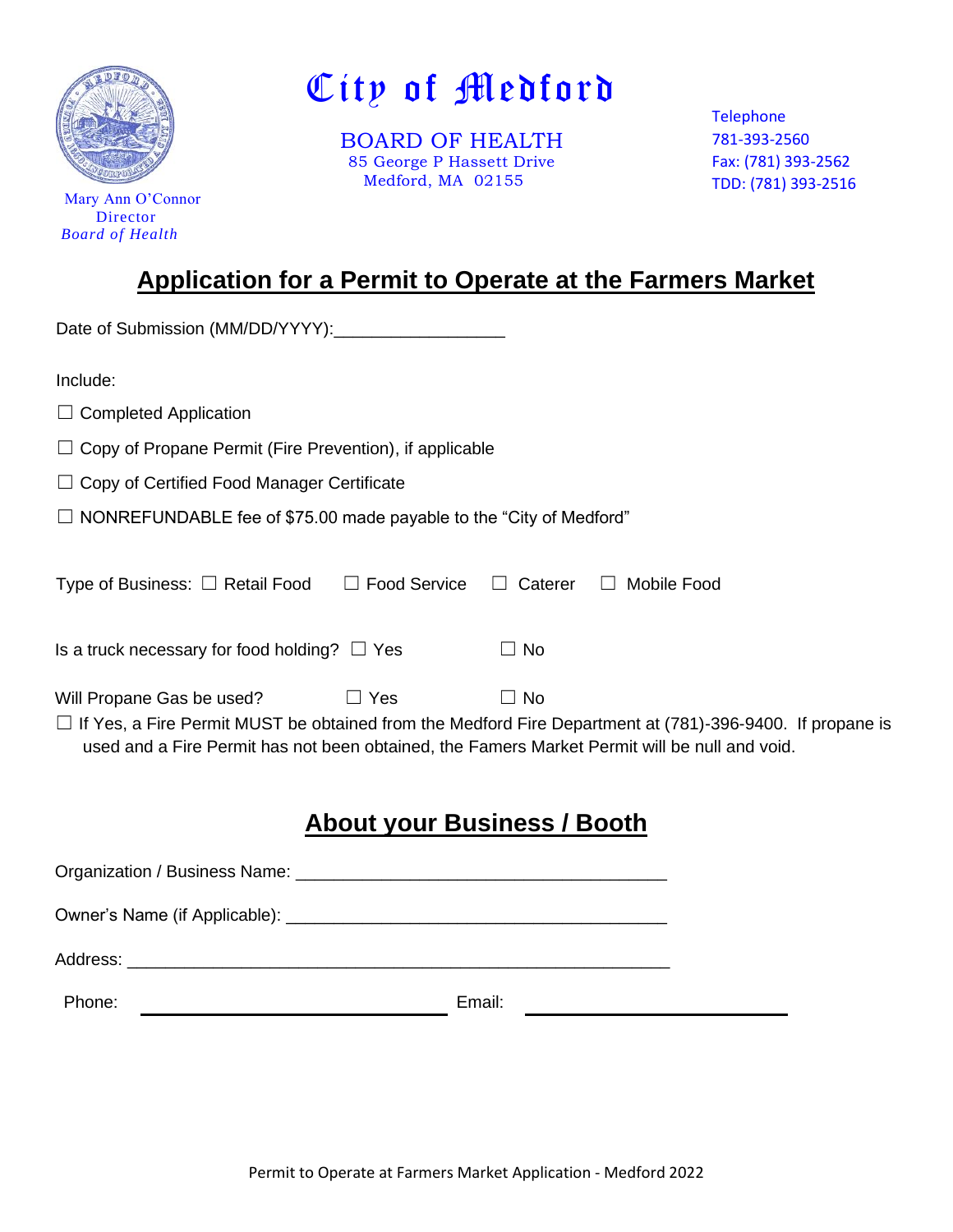Mary Ann O'Connor
Director
*Board of Health*

# City of Medford

BOARD OF HEALTH
85 George P Hassett Drive
Medford, MA 02155

Telephone
781-393-2560
Fax: (781) 393-2562
TDD: (781) 393-2516

## Application for a Permit to Operate at the Farmers Market

Date of Submission (MM/DD/YYYY):_________________

Include:

☐ Completed Application

☐ Copy of Propane Permit (Fire Prevention), if applicable

☐ Copy of Certified Food Manager Certificate

☐ NONREFUNDABLE fee of $75.00 made payable to the "City of Medford"

Type of Business: ☐ Retail Food ☐ Food Service ☐ Caterer ☐ Mobile Food

Is a truck necessary for food holding? ☐ Yes ☐ No

Will Propane Gas be used? ☐ Yes ☐ No

☐ If Yes, a Fire Permit MUST be obtained from the Medford Fire Department at (781)-396-9400. If propane is used and a Fire Permit has not been obtained, the Famers Market Permit will be null and void.

## About your Business / Booth

Organization / Business Name: ______________________________________

Owner's Name (if Applicable): ______________________________________

Address: _______________________________________________________

Phone: ______________________________ Email: __________________________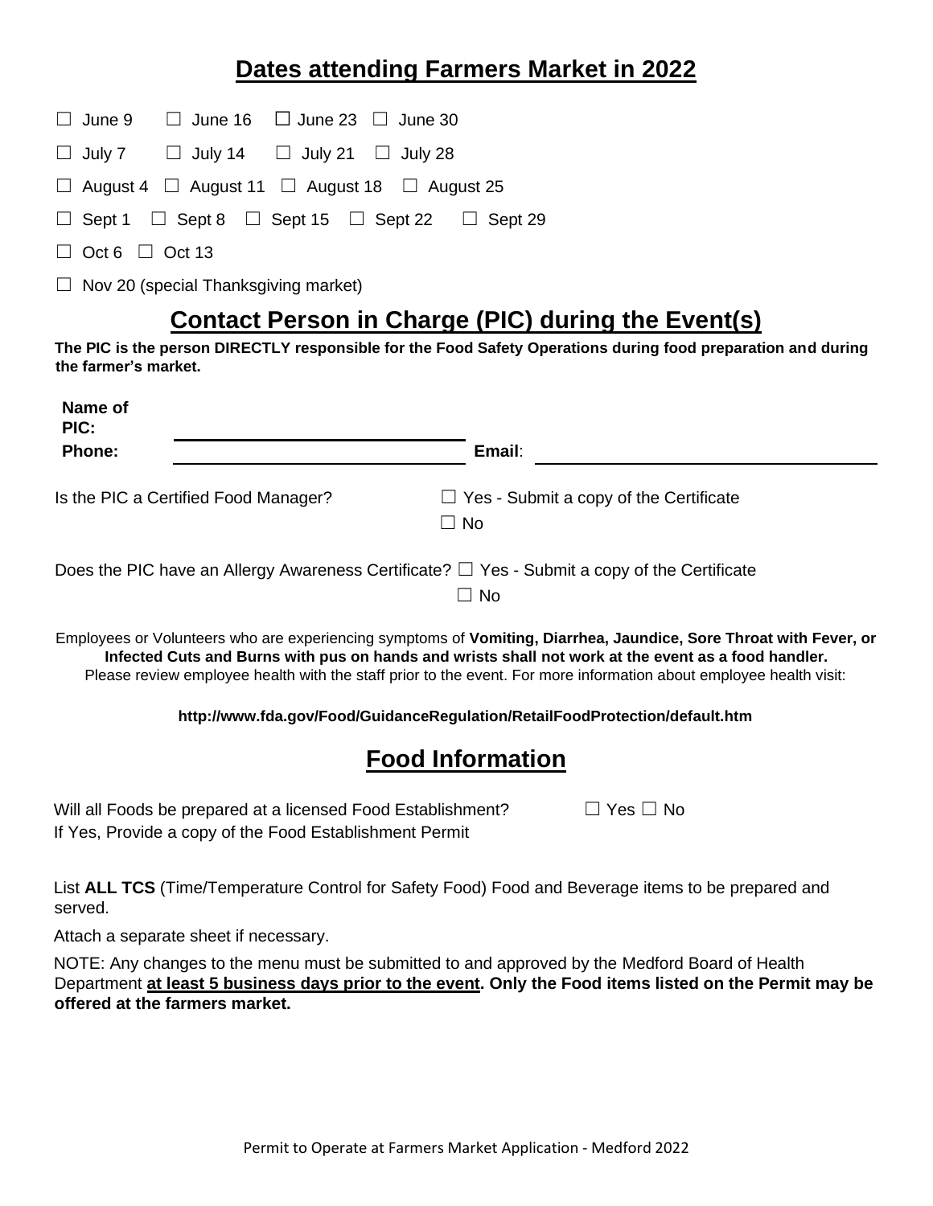## Dates attending Farmers Market in 2022

☐ June 9 ☐ June 16 ☐ June 23 ☐ June 30

☐ July 7 ☐ July 14 ☐ July 21 ☐ July 28

☐ August 4 ☐ August 11 ☐ August 18 ☐ August 25

☐ Sept 1 ☐ Sept 8 ☐ Sept 15 ☐ Sept 22 ☐ Sept 29

☐ Oct 6 ☐ Oct 13

☐ Nov 20 (special Thanksgiving market)

## Contact Person in Charge (PIC) during the Event(s)

**The PIC is the person DIRECTLY responsible for the Food Safety Operations during food preparation and during the farmer's market.**

**Name of PIC:** ______________________________

**Phone:** ______________________________ **Email**: ______________________________

Is the PIC a Certified Food Manager? ☐ Yes - Submit a copy of the Certificate
☐ No

Does the PIC have an Allergy Awareness Certificate? ☐ Yes - Submit a copy of the Certificate
☐ No

Employees or Volunteers who are experiencing symptoms of **Vomiting, Diarrhea, Jaundice, Sore Throat with Fever, or Infected Cuts and Burns with pus on hands and wrists shall not work at the event as a food handler.** Please review employee health with the staff prior to the event. For more information about employee health visit:

**http://www.fda.gov/Food/GuidanceRegulation/RetailFoodProtection/default.htm**

## Food Information

Will all Foods be prepared at a licensed Food Establishment? ☐ Yes ☐ No
If Yes, Provide a copy of the Food Establishment Permit

List **ALL TCS** (Time/Temperature Control for Safety Food) Food and Beverage items to be prepared and served.

Attach a separate sheet if necessary.

NOTE: Any changes to the menu must be submitted to and approved by the Medford Board of Health Department **at least 5 business days prior to the event. Only the Food items listed on the Permit may be offered at the farmers market.**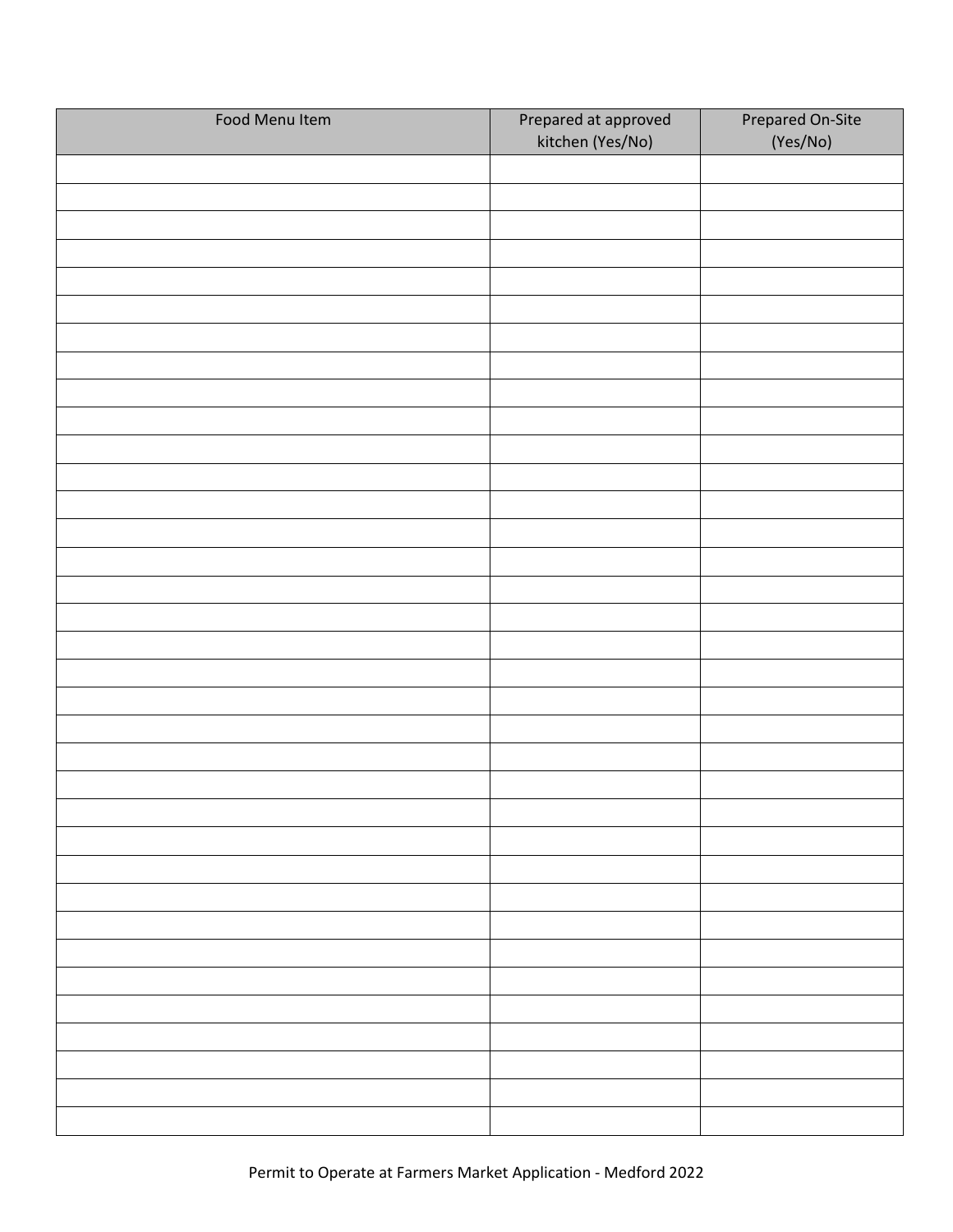| Food Menu Item | Prepared at approved kitchen (Yes/No) | Prepared On-Site (Yes/No) |
| --- | --- | --- |
| | | |
| | | |
| | | |
| | | |
| | | |
| | | |
| | | |
| | | |
| | | |
| | | |
| | | |
| | | |
| | | |
| | | |
| | | |
| | | |
| | | |
| | | |
| | | |
| | | |
| | | |
| | | |
| | | |
| | | |
| | | |
| | | |
| | | |
| | | |
| | | |
| | | |
| | | |
| | | |
| | | |
| | | |
| | | |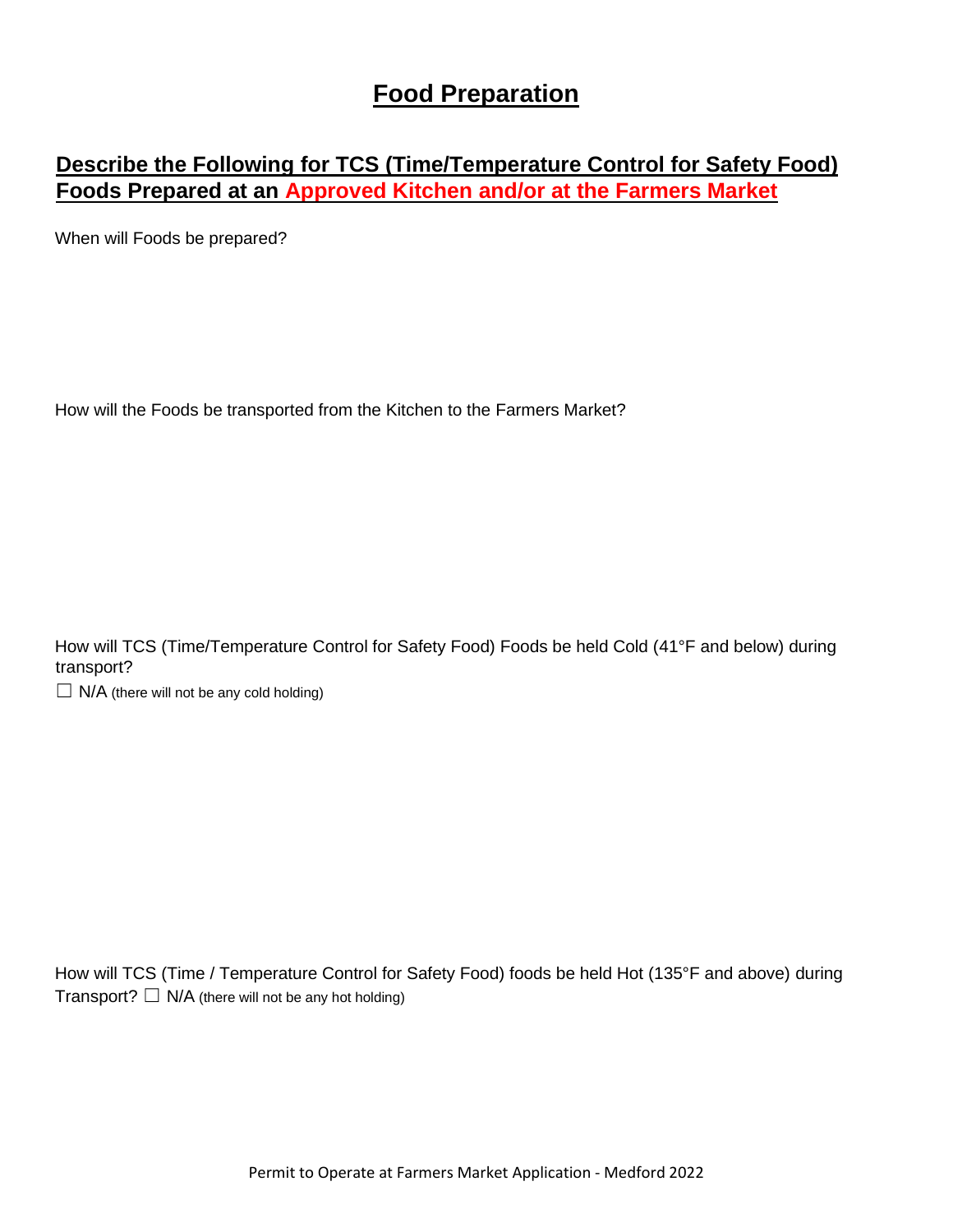# Food Preparation

## Describe the Following for TCS (Time/Temperature Control for Safety Food) Foods Prepared at an Approved Kitchen and/or at the Farmers Market

When will Foods be prepared?

How will the Foods be transported from the Kitchen to the Farmers Market?

How will TCS (Time/Temperature Control for Safety Food) Foods be held Cold (41°F and below) during transport?

☐ N/A (there will not be any cold holding)

How will TCS (Time / Temperature Control for Safety Food) foods be held Hot (135°F and above) during Transport? ☐ N/A (there will not be any hot holding)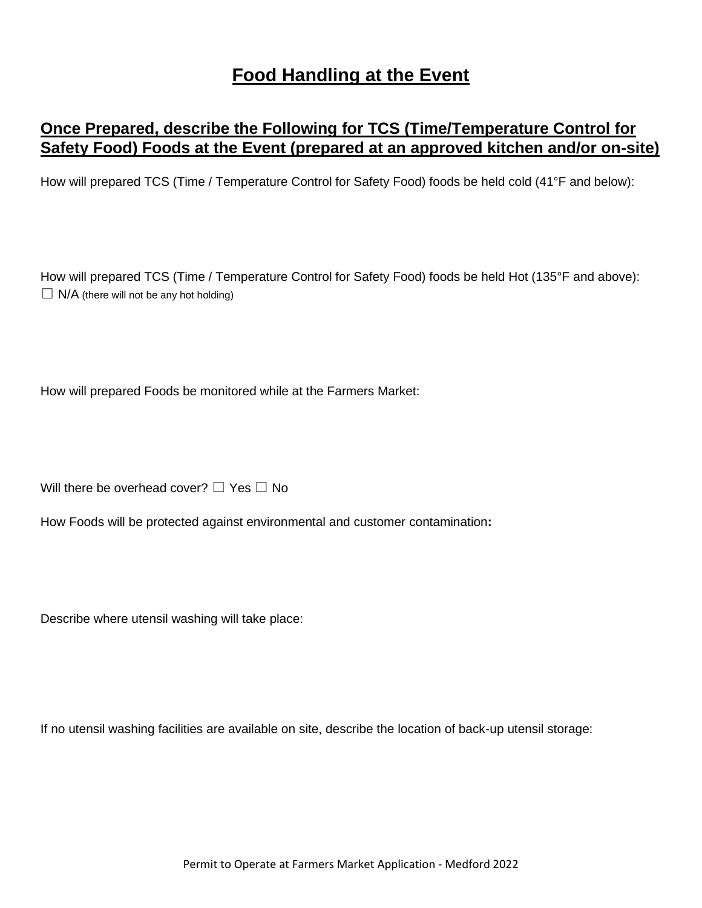# Food Handling at the Event

## Once Prepared, describe the Following for TCS (Time/Temperature Control for Safety Food) Foods at the Event (prepared at an approved kitchen and/or on-site)

How will prepared TCS (Time / Temperature Control for Safety Food) foods be held cold (41°F and below):

How will prepared TCS (Time / Temperature Control for Safety Food) foods be held Hot (135°F and above):

☐ N/A (there will not be any hot holding)

How will prepared Foods be monitored while at the Farmers Market:

Will there be overhead cover? ☐ Yes ☐ No

How Foods will be protected against environmental and customer contamination**:**

Describe where utensil washing will take place:

If no utensil washing facilities are available on site, describe the location of back-up utensil storage: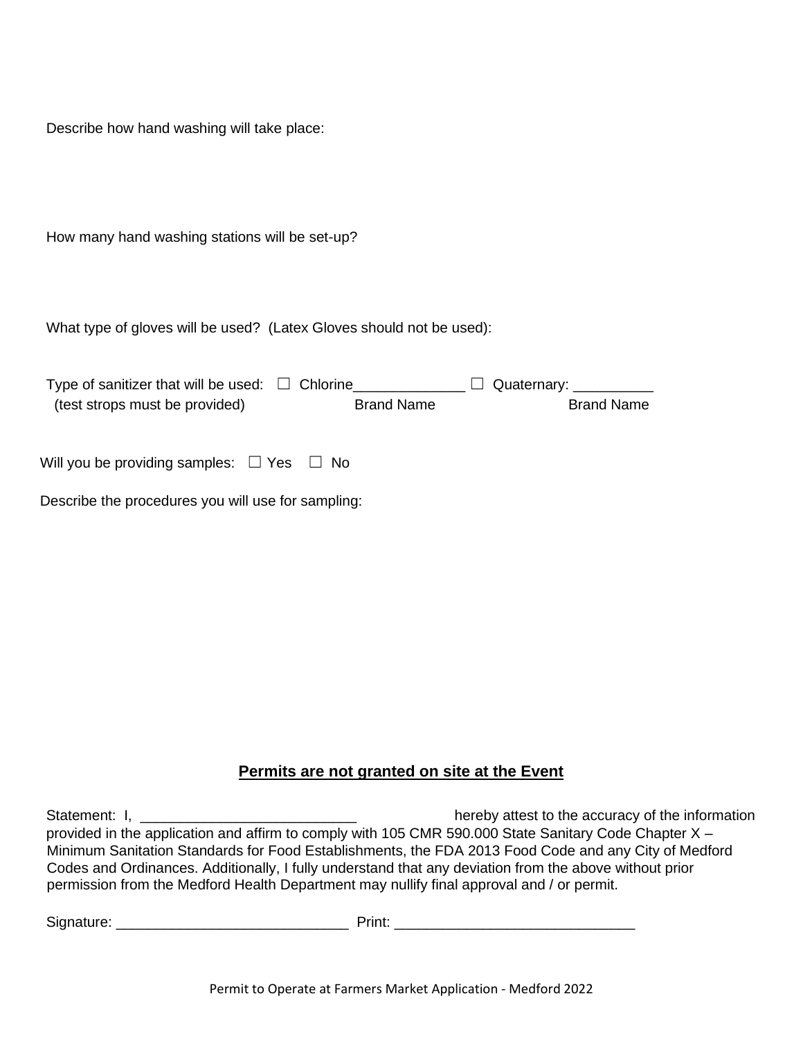Describe how hand washing will take place:

How many hand washing stations will be set-up?

What type of gloves will be used? (Latex Gloves should not be used):

Type of sanitizer that will be used: ☐ Chlorine______________ ☐ Quaternary: __________
(test strops must be provided) Brand Name Brand Name

Will you be providing samples: ☐ Yes ☐ No

Describe the procedures you will use for sampling:

**Permits are not granted on site at the Event**

Statement: I, ___________________________ hereby attest to the accuracy of the information provided in the application and affirm to comply with 105 CMR 590.000 State Sanitary Code Chapter X – Minimum Sanitation Standards for Food Establishments, the FDA 2013 Food Code and any City of Medford Codes and Ordinances. Additionally, I fully understand that any deviation from the above without prior permission from the Medford Health Department may nullify final approval and / or permit.

Signature: _____________________________ Print: ______________________________